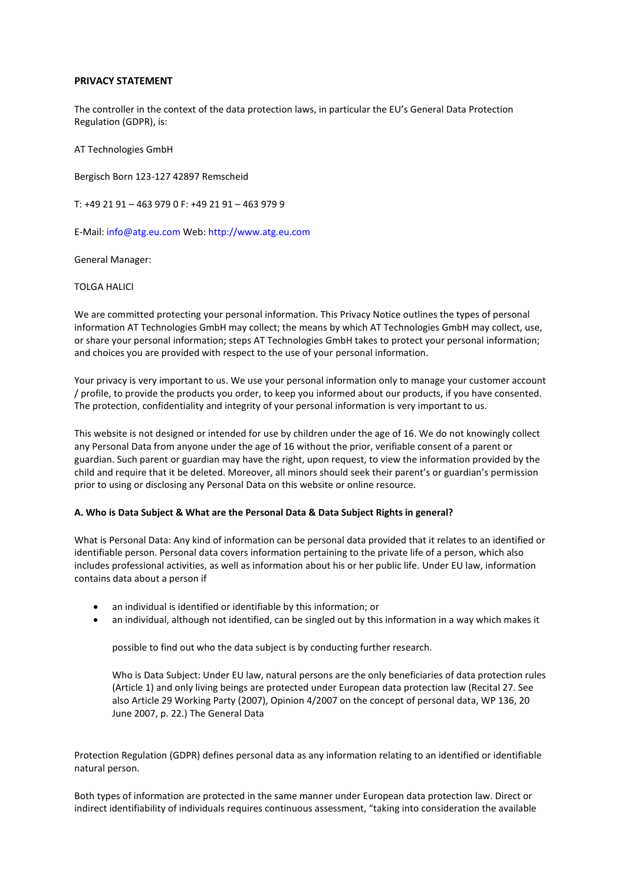**PRIVACY STATEMENT**

The controller in the context of the data protection laws, in particular the EU's General Data Protection Regulation (GDPR), is:

AT Technologies GmbH

Bergisch Born 123-127 42897 Remscheid

T: +49 21 91 – 463 979 0 F: +49 21 91 – 463 979 9

E-Mail: info@atg.eu.com Web: http://www.atg.eu.com

General Manager:

TOLGA HALICI

We are committed protecting your personal information. This Privacy Notice outlines the types of personal information AT Technologies GmbH may collect; the means by which AT Technologies GmbH may collect, use, or share your personal information; steps AT Technologies GmbH takes to protect your personal information; and choices you are provided with respect to the use of your personal information.

Your privacy is very important to us. We use your personal information only to manage your customer account / profile, to provide the products you order, to keep you informed about our products, if you have consented. The protection, confidentiality and integrity of your personal information is very important to us.

This website is not designed or intended for use by children under the age of 16. We do not knowingly collect any Personal Data from anyone under the age of 16 without the prior, verifiable consent of a parent or guardian. Such parent or guardian may have the right, upon request, to view the information provided by the child and require that it be deleted. Moreover, all minors should seek their parent's or guardian's permission prior to using or disclosing any Personal Data on this website or online resource.

**A. Who is Data Subject & What are the Personal Data & Data Subject Rights in general?**

What is Personal Data: Any kind of information can be personal data provided that it relates to an identified or identifiable person. Personal data covers information pertaining to the private life of a person, which also includes professional activities, as well as information about his or her public life. Under EU law, information contains data about a person if

- an individual is identified or identifiable by this information; or
- an individual, although not identified, can be singled out by this information in a way which makes it possible to find out who the data subject is by conducting further research.

Who is Data Subject: Under EU law, natural persons are the only beneficiaries of data protection rules (Article 1) and only living beings are protected under European data protection law (Recital 27. See also Article 29 Working Party (2007), Opinion 4/2007 on the concept of personal data, WP 136, 20 June 2007, p. 22.) The General Data Protection Regulation (GDPR) defines personal data as any information relating to an identified or identifiable natural person.

Both types of information are protected in the same manner under European data protection law. Direct or indirect identifiability of individuals requires continuous assessment, "taking into consideration the available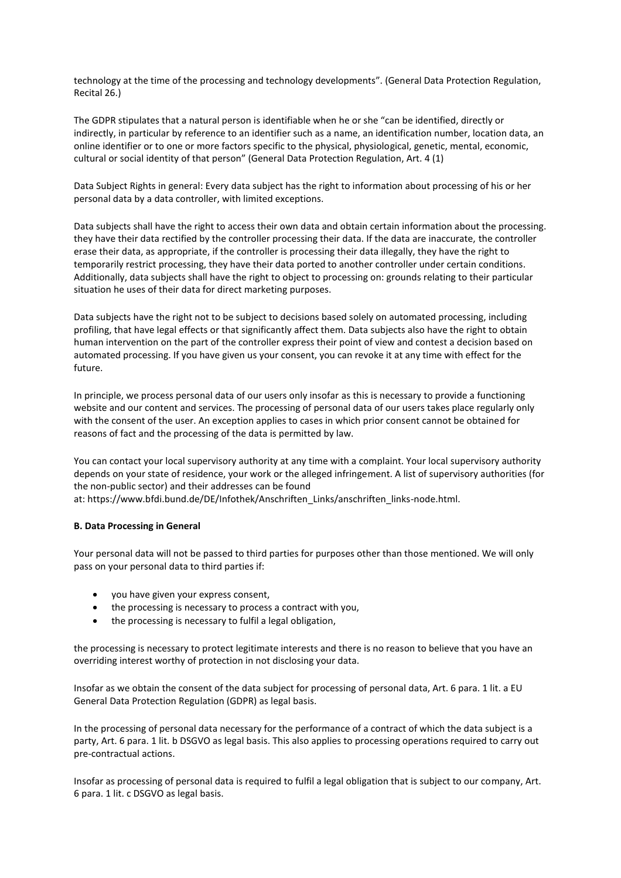technology at the time of the processing and technology developments". (General Data Protection Regulation, Recital 26.)

The GDPR stipulates that a natural person is identifiable when he or she "can be identified, directly or indirectly, in particular by reference to an identifier such as a name, an identification number, location data, an online identifier or to one or more factors specific to the physical, physiological, genetic, mental, economic, cultural or social identity of that person" (General Data Protection Regulation, Art. 4 (1)

Data Subject Rights in general: Every data subject has the right to information about processing of his or her personal data by a data controller, with limited exceptions.

Data subjects shall have the right to access their own data and obtain certain information about the processing. they have their data rectified by the controller processing their data. If the data are inaccurate, the controller erase their data, as appropriate, if the controller is processing their data illegally, they have the right to temporarily restrict processing, they have their data ported to another controller under certain conditions. Additionally, data subjects shall have the right to object to processing on: grounds relating to their particular situation he uses of their data for direct marketing purposes.

Data subjects have the right not to be subject to decisions based solely on automated processing, including profiling, that have legal effects or that significantly affect them. Data subjects also have the right to obtain human intervention on the part of the controller express their point of view and contest a decision based on automated processing. If you have given us your consent, you can revoke it at any time with effect for the future.

In principle, we process personal data of our users only insofar as this is necessary to provide a functioning website and our content and services. The processing of personal data of our users takes place regularly only with the consent of the user. An exception applies to cases in which prior consent cannot be obtained for reasons of fact and the processing of the data is permitted by law.

You can contact your local supervisory authority at any time with a complaint. Your local supervisory authority depends on your state of residence, your work or the alleged infringement. A list of supervisory authorities (for the non-public sector) and their addresses can be found at: https://www.bfdi.bund.de/DE/Infothek/Anschriften_Links/anschriften_links-node.html.

**B. Data Processing in General**

Your personal data will not be passed to third parties for purposes other than those mentioned. We will only pass on your personal data to third parties if:

- you have given your express consent,
- the processing is necessary to process a contract with you,
- the processing is necessary to fulfil a legal obligation,

the processing is necessary to protect legitimate interests and there is no reason to believe that you have an overriding interest worthy of protection in not disclosing your data.

Insofar as we obtain the consent of the data subject for processing of personal data, Art. 6 para. 1 lit. a EU General Data Protection Regulation (GDPR) as legal basis.

In the processing of personal data necessary for the performance of a contract of which the data subject is a party, Art. 6 para. 1 lit. b DSGVO as legal basis. This also applies to processing operations required to carry out pre-contractual actions.

Insofar as processing of personal data is required to fulfil a legal obligation that is subject to our company, Art. 6 para. 1 lit. c DSGVO as legal basis.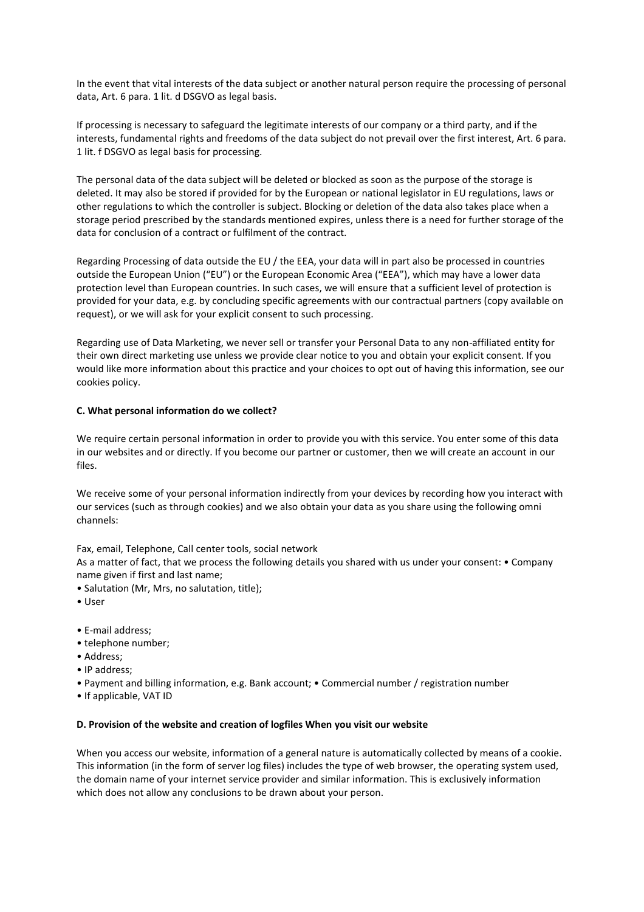In the event that vital interests of the data subject or another natural person require the processing of personal data, Art. 6 para. 1 lit. d DSGVO as legal basis.

If processing is necessary to safeguard the legitimate interests of our company or a third party, and if the interests, fundamental rights and freedoms of the data subject do not prevail over the first interest, Art. 6 para. 1 lit. f DSGVO as legal basis for processing.

The personal data of the data subject will be deleted or blocked as soon as the purpose of the storage is deleted. It may also be stored if provided for by the European or national legislator in EU regulations, laws or other regulations to which the controller is subject. Blocking or deletion of the data also takes place when a storage period prescribed by the standards mentioned expires, unless there is a need for further storage of the data for conclusion of a contract or fulfilment of the contract.

Regarding Processing of data outside the EU / the EEA, your data will in part also be processed in countries outside the European Union ("EU") or the European Economic Area ("EEA"), which may have a lower data protection level than European countries. In such cases, we will ensure that a sufficient level of protection is provided for your data, e.g. by concluding specific agreements with our contractual partners (copy available on request), or we will ask for your explicit consent to such processing.

Regarding use of Data Marketing, we never sell or transfer your Personal Data to any non-affiliated entity for their own direct marketing use unless we provide clear notice to you and obtain your explicit consent. If you would like more information about this practice and your choices to opt out of having this information, see our cookies policy.

**C. What personal information do we collect?**

We require certain personal information in order to provide you with this service. You enter some of this data in our websites and or directly. If you become our partner or customer, then we will create an account in our files.

We receive some of your personal information indirectly from your devices by recording how you interact with our services (such as through cookies) and we also obtain your data as you share using the following omni channels:

Fax, email, Telephone, Call center tools, social network

As a matter of fact, that we process the following details you shared with us under your consent: • Company name given if first and last name;

- Salutation (Mr, Mrs, no salutation, title);
- User
- E-mail address;
- telephone number;
- Address;
- IP address;
- Payment and billing information, e.g. Bank account; • Commercial number / registration number
- If applicable, VAT ID

**D. Provision of the website and creation of logfiles When you visit our website**

When you access our website, information of a general nature is automatically collected by means of a cookie. This information (in the form of server log files) includes the type of web browser, the operating system used, the domain name of your internet service provider and similar information. This is exclusively information which does not allow any conclusions to be drawn about your person.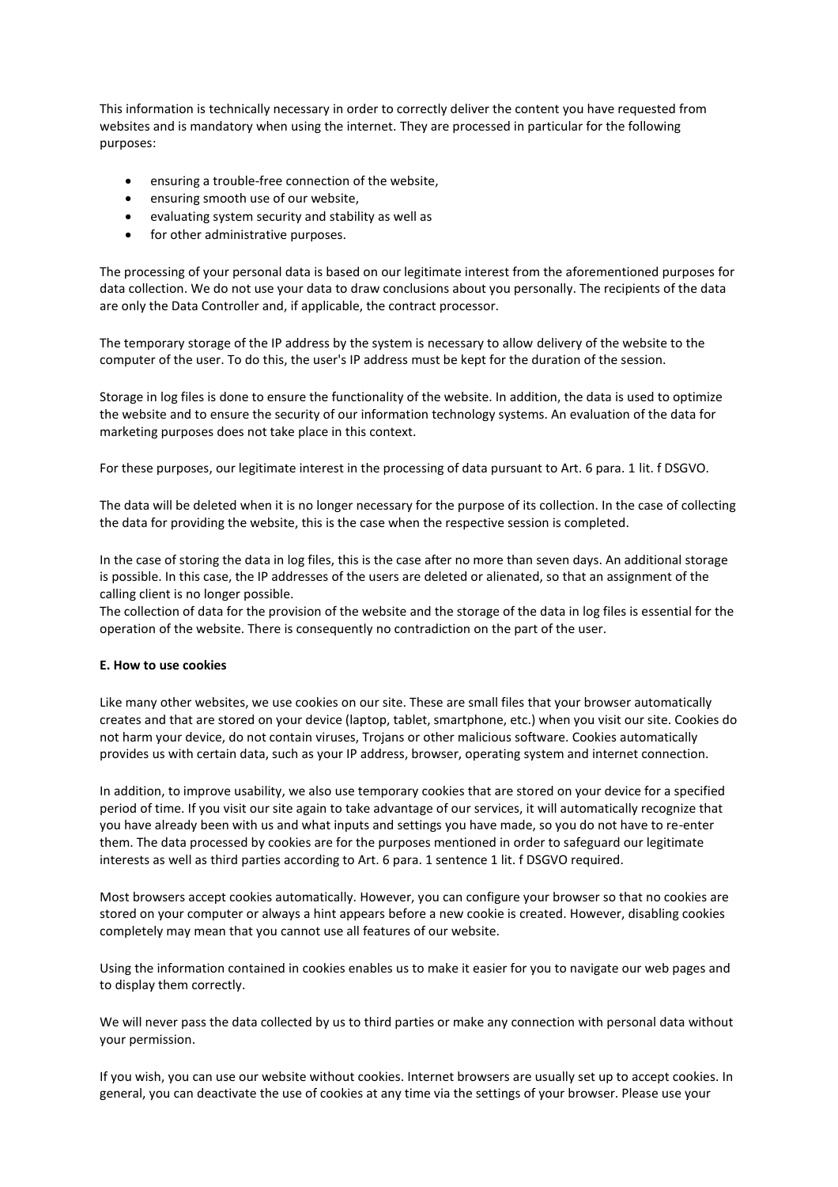This information is technically necessary in order to correctly deliver the content you have requested from websites and is mandatory when using the internet. They are processed in particular for the following purposes:

- ensuring a trouble-free connection of the website,
- ensuring smooth use of our website,
- evaluating system security and stability as well as
- for other administrative purposes.

The processing of your personal data is based on our legitimate interest from the aforementioned purposes for data collection. We do not use your data to draw conclusions about you personally. The recipients of the data are only the Data Controller and, if applicable, the contract processor.

The temporary storage of the IP address by the system is necessary to allow delivery of the website to the computer of the user. To do this, the user's IP address must be kept for the duration of the session.

Storage in log files is done to ensure the functionality of the website. In addition, the data is used to optimize the website and to ensure the security of our information technology systems. An evaluation of the data for marketing purposes does not take place in this context.

For these purposes, our legitimate interest in the processing of data pursuant to Art. 6 para. 1 lit. f DSGVO.

The data will be deleted when it is no longer necessary for the purpose of its collection. In the case of collecting the data for providing the website, this is the case when the respective session is completed.

In the case of storing the data in log files, this is the case after no more than seven days. An additional storage is possible. In this case, the IP addresses of the users are deleted or alienated, so that an assignment of the calling client is no longer possible.
The collection of data for the provision of the website and the storage of the data in log files is essential for the operation of the website. There is consequently no contradiction on the part of the user.

**E. How to use cookies**

Like many other websites, we use cookies on our site. These are small files that your browser automatically creates and that are stored on your device (laptop, tablet, smartphone, etc.) when you visit our site. Cookies do not harm your device, do not contain viruses, Trojans or other malicious software. Cookies automatically provides us with certain data, such as your IP address, browser, operating system and internet connection.

In addition, to improve usability, we also use temporary cookies that are stored on your device for a specified period of time. If you visit our site again to take advantage of our services, it will automatically recognize that you have already been with us and what inputs and settings you have made, so you do not have to re-enter them. The data processed by cookies are for the purposes mentioned in order to safeguard our legitimate interests as well as third parties according to Art. 6 para. 1 sentence 1 lit. f DSGVO required.

Most browsers accept cookies automatically. However, you can configure your browser so that no cookies are stored on your computer or always a hint appears before a new cookie is created. However, disabling cookies completely may mean that you cannot use all features of our website.

Using the information contained in cookies enables us to make it easier for you to navigate our web pages and to display them correctly.

We will never pass the data collected by us to third parties or make any connection with personal data without your permission.

If you wish, you can use our website without cookies. Internet browsers are usually set up to accept cookies. In general, you can deactivate the use of cookies at any time via the settings of your browser. Please use your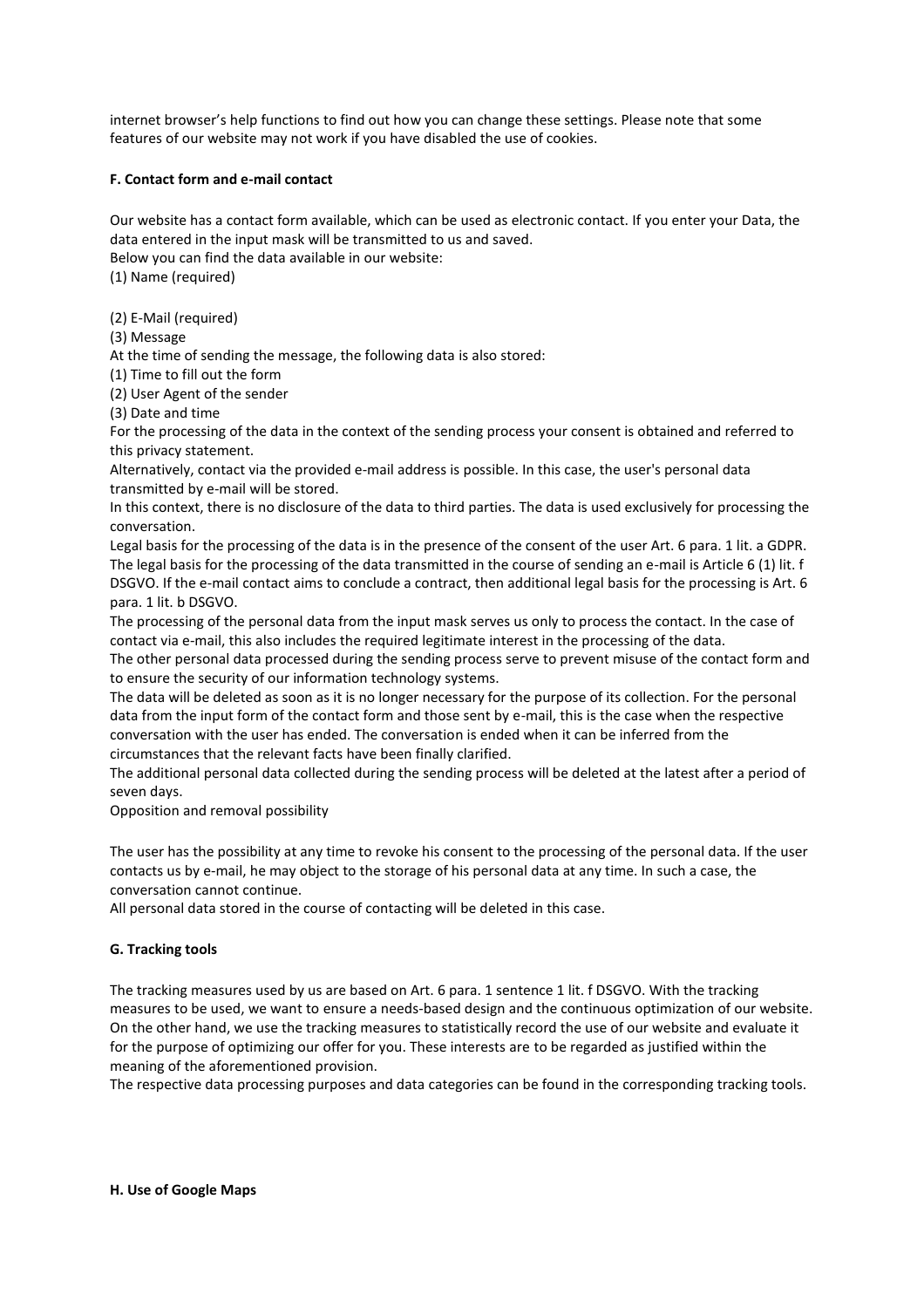internet browser's help functions to find out how you can change these settings. Please note that some features of our website may not work if you have disabled the use of cookies.

**F. Contact form and e-mail contact**

Our website has a contact form available, which can be used as electronic contact. If you enter your Data, the data entered in the input mask will be transmitted to us and saved.
Below you can find the data available in our website:
(1) Name (required)

(2) E-Mail (required)
(3) Message
At the time of sending the message, the following data is also stored:
(1) Time to fill out the form
(2) User Agent of the sender
(3) Date and time
For the processing of the data in the context of the sending process your consent is obtained and referred to this privacy statement.
Alternatively, contact via the provided e-mail address is possible. In this case, the user's personal data transmitted by e-mail will be stored.
In this context, there is no disclosure of the data to third parties. The data is used exclusively for processing the conversation.
Legal basis for the processing of the data is in the presence of the consent of the user Art. 6 para. 1 lit. a GDPR. The legal basis for the processing of the data transmitted in the course of sending an e-mail is Article 6 (1) lit. f DSGVO. If the e-mail contact aims to conclude a contract, then additional legal basis for the processing is Art. 6 para. 1 lit. b DSGVO.
The processing of the personal data from the input mask serves us only to process the contact. In the case of contact via e-mail, this also includes the required legitimate interest in the processing of the data.
The other personal data processed during the sending process serve to prevent misuse of the contact form and to ensure the security of our information technology systems.
The data will be deleted as soon as it is no longer necessary for the purpose of its collection. For the personal data from the input form of the contact form and those sent by e-mail, this is the case when the respective conversation with the user has ended. The conversation is ended when it can be inferred from the circumstances that the relevant facts have been finally clarified.
The additional personal data collected during the sending process will be deleted at the latest after a period of seven days.
Opposition and removal possibility

The user has the possibility at any time to revoke his consent to the processing of the personal data. If the user contacts us by e-mail, he may object to the storage of his personal data at any time. In such a case, the conversation cannot continue.
All personal data stored in the course of contacting will be deleted in this case.

**G. Tracking tools**

The tracking measures used by us are based on Art. 6 para. 1 sentence 1 lit. f DSGVO. With the tracking measures to be used, we want to ensure a needs-based design and the continuous optimization of our website. On the other hand, we use the tracking measures to statistically record the use of our website and evaluate it for the purpose of optimizing our offer for you. These interests are to be regarded as justified within the meaning of the aforementioned provision.
The respective data processing purposes and data categories can be found in the corresponding tracking tools.

**H. Use of Google Maps**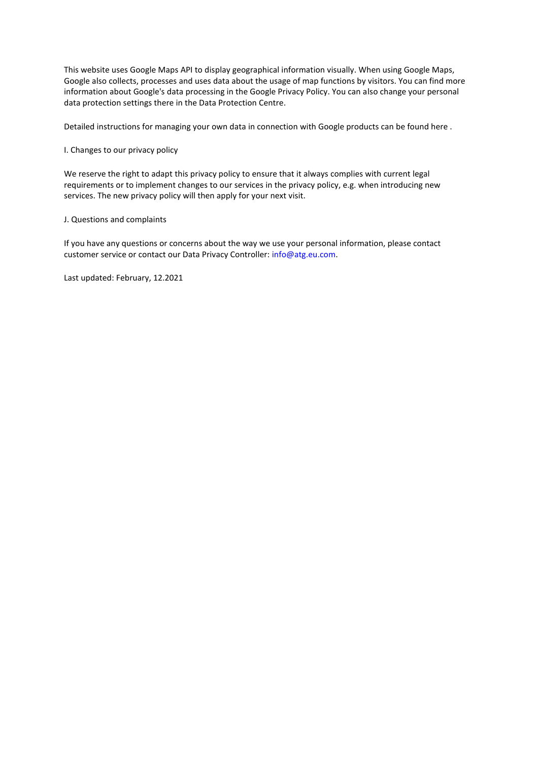This website uses Google Maps API to display geographical information visually. When using Google Maps, Google also collects, processes and uses data about the usage of map functions by visitors. You can find more information about Google's data processing in the Google Privacy Policy. You can also change your personal data protection settings there in the Data Protection Centre.

Detailed instructions for managing your own data in connection with Google products can be found here .

## I. Changes to our privacy policy

We reserve the right to adapt this privacy policy to ensure that it always complies with current legal requirements or to implement changes to our services in the privacy policy, e.g. when introducing new services. The new privacy policy will then apply for your next visit.

## J. Questions and complaints

If you have any questions or concerns about the way we use your personal information, please contact customer service or contact our Data Privacy Controller: info@atg.eu.com.

Last updated: February, 12.2021